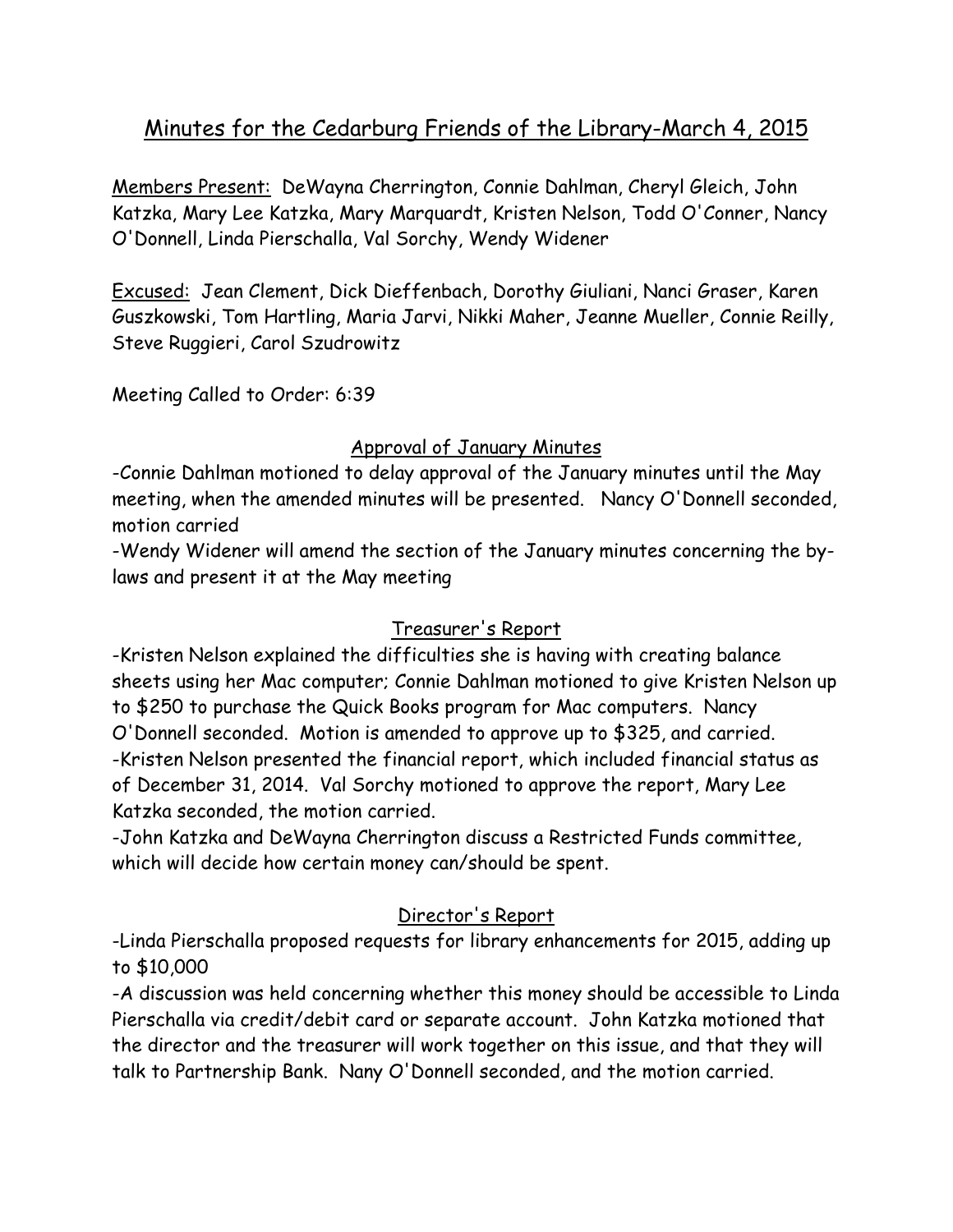# Minutes for the Cedarburg Friends of the Library-March 4, 2015

Members Present: DeWayna Cherrington, Connie Dahlman, Cheryl Gleich, John Katzka, Mary Lee Katzka, Mary Marquardt, Kristen Nelson, Todd O'Conner, Nancy O'Donnell, Linda Pierschalla, Val Sorchy, Wendy Widener

Excused: Jean Clement, Dick Dieffenbach, Dorothy Giuliani, Nanci Graser, Karen Guszkowski, Tom Hartling, Maria Jarvi, Nikki Maher, Jeanne Mueller, Connie Reilly, Steve Ruggieri, Carol Szudrowitz

Meeting Called to Order: 6:39

## Approval of January Minutes

-Connie Dahlman motioned to delay approval of the January minutes until the May meeting, when the amended minutes will be presented. Nancy O'Donnell seconded, motion carried

-Wendy Widener will amend the section of the January minutes concerning the by-laws and present it at the May meeting

## Treasurer's Report

-Kristen Nelson explained the difficulties she is having with creating balance sheets using her Mac computer; Connie Dahlman motioned to give Kristen Nelson up to $250 to purchase the Quick Books program for Mac computers. Nancy O'Donnell seconded. Motion is amended to approve up to $325, and carried.

-Kristen Nelson presented the financial report, which included financial status as of December 31, 2014. Val Sorchy motioned to approve the report, Mary Lee Katzka seconded, the motion carried.

-John Katzka and DeWayna Cherrington discuss a Restricted Funds committee, which will decide how certain money can/should be spent.

## Director's Report

-Linda Pierschalla proposed requests for library enhancements for 2015, adding up to $10,000

-A discussion was held concerning whether this money should be accessible to Linda Pierschalla via credit/debit card or separate account. John Katzka motioned that the director and the treasurer will work together on this issue, and that they will talk to Partnership Bank. Nany O'Donnell seconded, and the motion carried.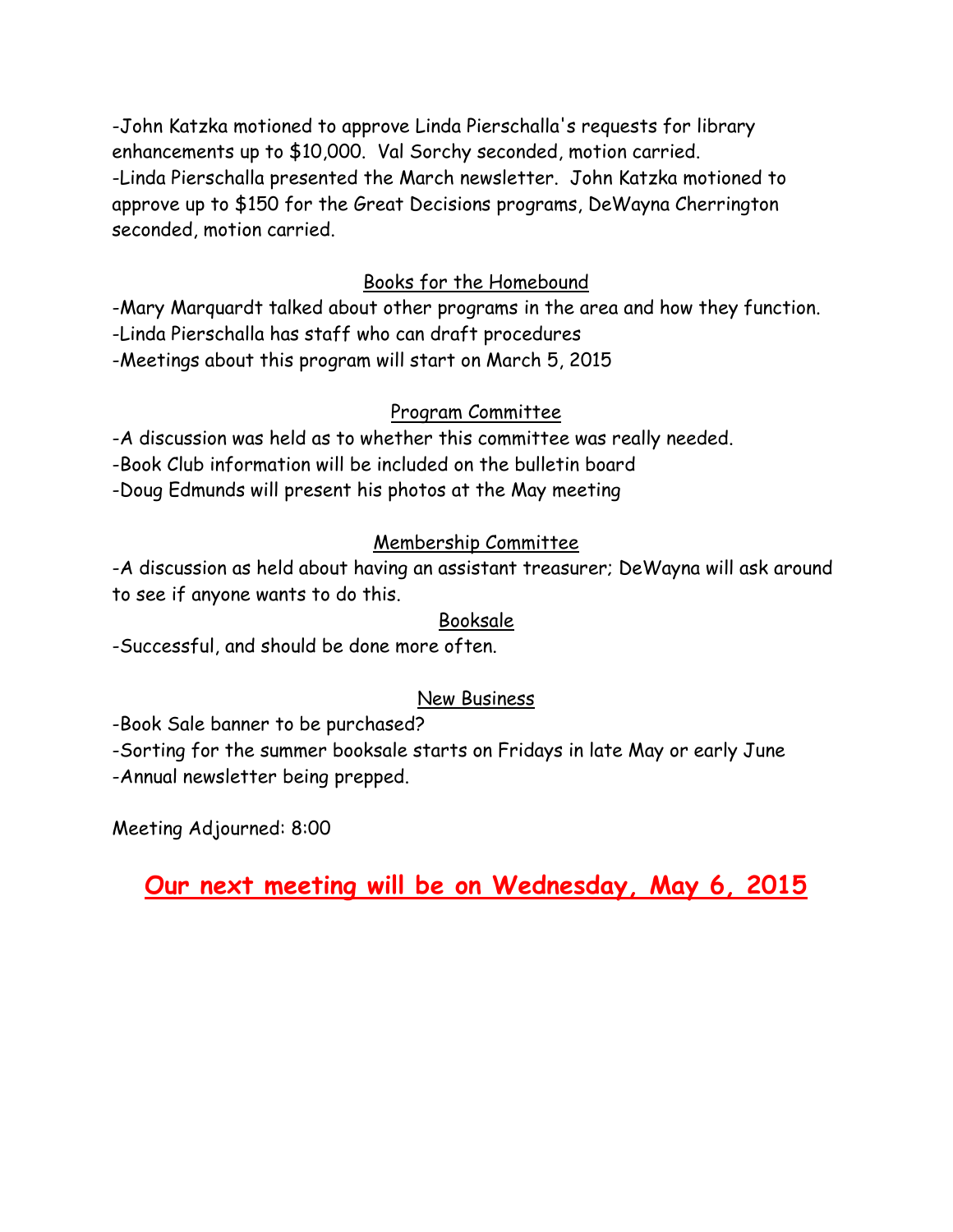-John Katzka motioned to approve Linda Pierschalla's requests for library enhancements up to $10,000. Val Sorchy seconded, motion carried.
-Linda Pierschalla presented the March newsletter. John Katzka motioned to approve up to $150 for the Great Decisions programs, DeWayna Cherrington seconded, motion carried.

<u>Books for the Homebound</u>

-Mary Marquardt talked about other programs in the area and how they function.
-Linda Pierschalla has staff who can draft procedures
-Meetings about this program will start on March 5, 2015

<u>Program Committee</u>

-A discussion was held as to whether this committee was really needed.
-Book Club information will be included on the bulletin board
-Doug Edmunds will present his photos at the May meeting

<u>Membership Committee</u>

-A discussion as held about having an assistant treasurer; DeWayna will ask around to see if anyone wants to do this.

<u>Booksale</u>

-Successful, and should be done more often.

<u>New Business</u>

-Book Sale banner to be purchased?
-Sorting for the summer booksale starts on Fridays in late May or early June
-Annual newsletter being prepped.

Meeting Adjourned: 8:00

## <u>**Our next meeting will be on Wednesday, May 6, 2015**</u>